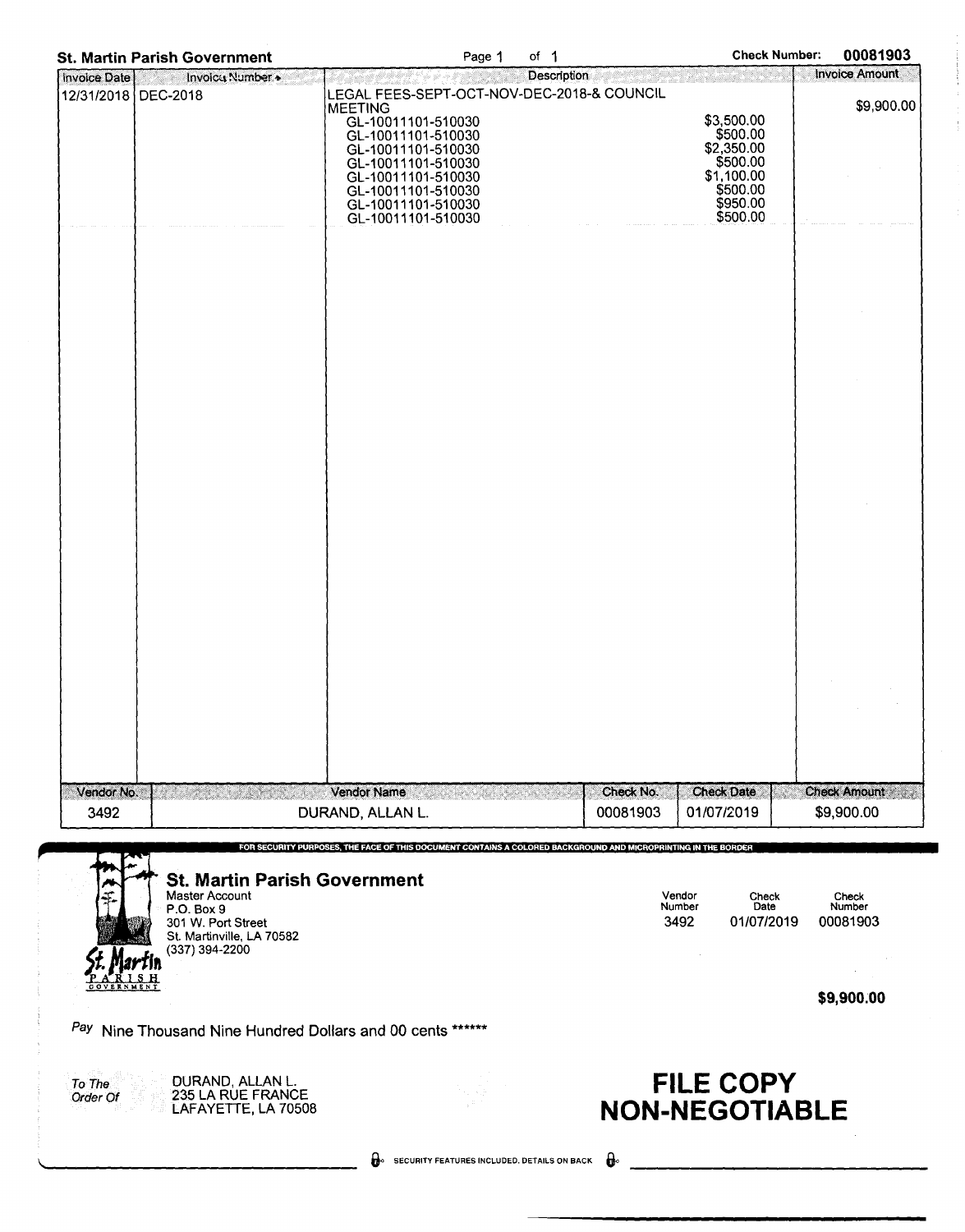**St. Martin Parish Government** Page 1 of 1 **Check Number: 00081903**

| Invoice Date | Invoice Number | Description | | Invoice Amount |
|---|---|---|---|---|
| 12/31/2018 | DEC-2018 | LEGAL FEES-SEPT-OCT-NOV-DEC-2018-& COUNCIL MEETING | | $9,900.00 |
| | | GL-10011101-510030 | $3,500.00 | |
| | | GL-10011101-510030 | $500.00 | |
| | | GL-10011101-510030 | $2,350.00 | |
| | | GL-10011101-510030 | $500.00 | |
| | | GL-10011101-510030 | $1,100.00 | |
| | | GL-10011101-510030 | $500.00 | |
| | | GL-10011101-510030 | $950.00 | |
| | | GL-10011101-510030 | $500.00 | |

| Vendor No. | Vendor Name | Check No. | Check Date | Check Amount |
|---|---|---|---|---|
| 3492 | DURAND, ALLAN L. | 00081903 | 01/07/2019 | $9,900.00 |

FOR SECURITY PURPOSES, THE FACE OF THIS DOCUMENT CONTAINS A COLORED BACKGROUND AND MICROPRINTING IN THE BORDER

**St. Martin Parish Government**
Master Account
P.O. Box 9
301 W. Port Street
St. Martinville, LA 70582
(337) 394-2200

| Vendor Number | Check Date | Check Number |
|---|---|---|
| 3492 | 01/07/2019 | 00081903 |

**$9,900.00**

*Pay* Nine Thousand Nine Hundred Dollars and 00 cents ******

*To The Order Of*
DURAND, ALLAN L.
235 LA RUE FRANCE
LAFAYETTE, LA 70508

**FILE COPY**
**NON-NEGOTIABLE**

SECURITY FEATURES INCLUDED. DETAILS ON BACK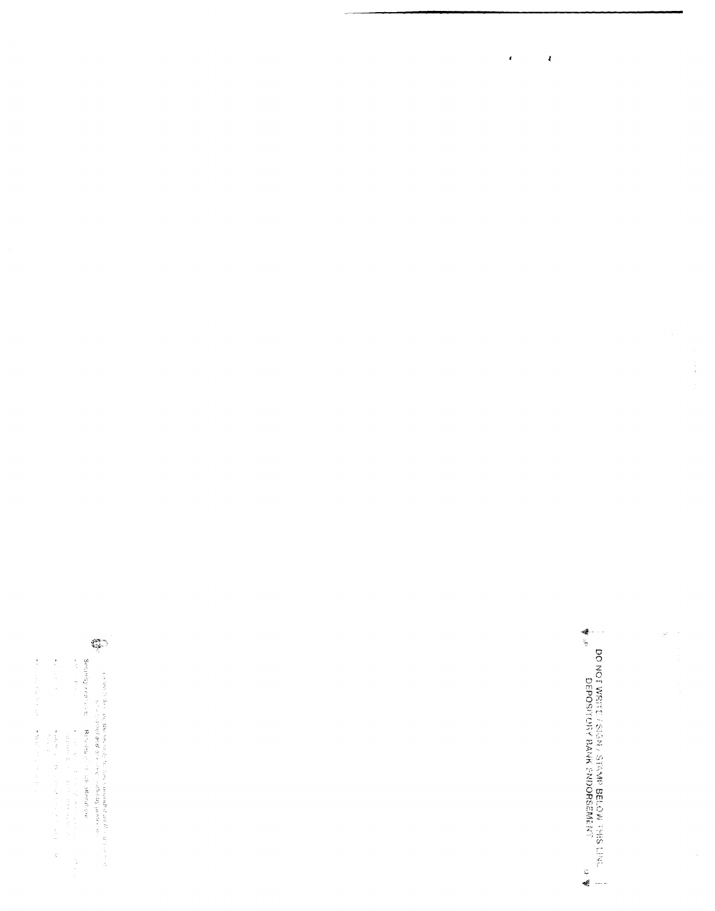DO NOT WRITE / SIGN / STAMP BELOW THIS LINE
DEPOSITORY BANK ENDORSEMENT

Security features: Reverse check attributes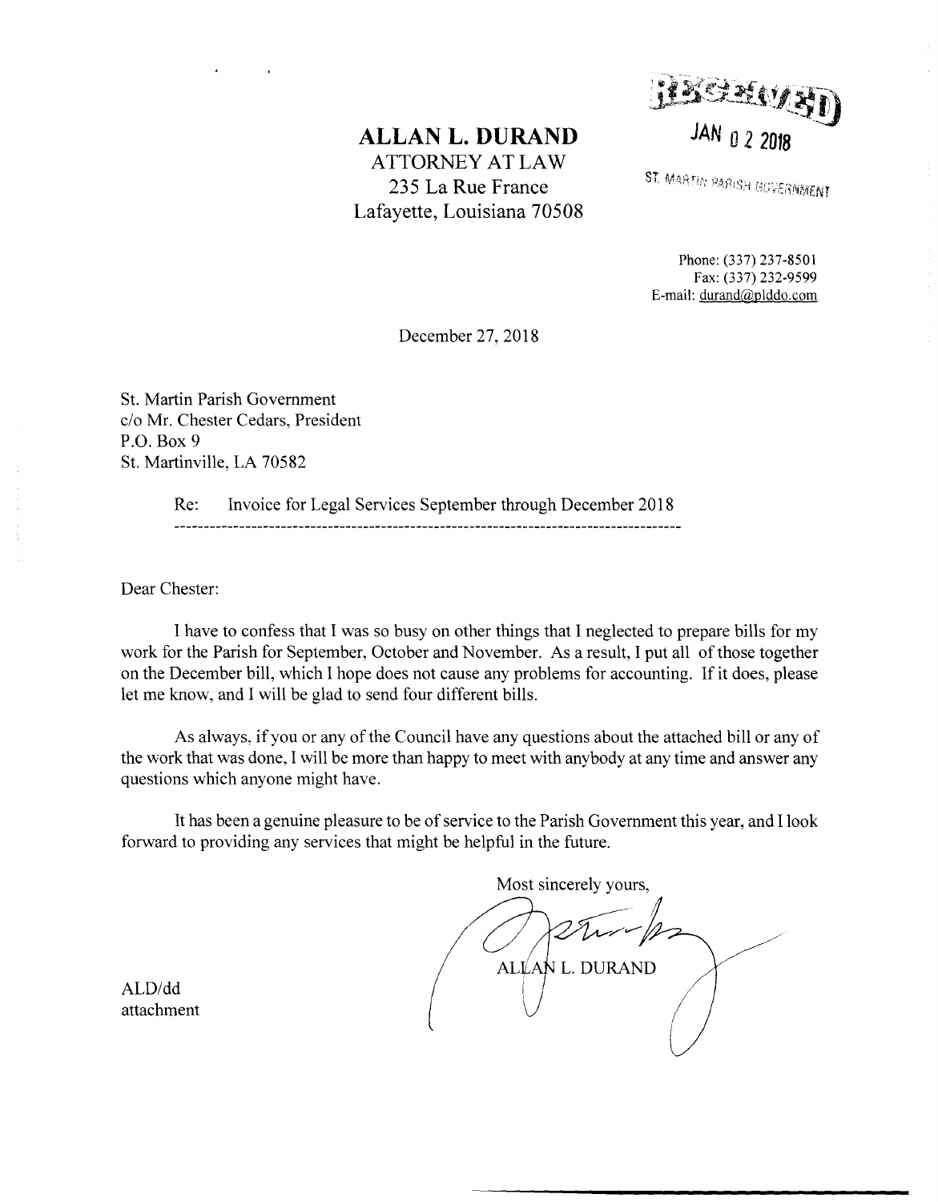# ALLAN L. DURAND

ATTORNEY AT LAW
235 La Rue France
Lafayette, Louisiana 70508

RECEIVED
JAN 02 2018
ST. MARTIN PARISH GOVERNMENT

Phone: (337) 237-8501
Fax: (337) 232-9599
E-mail: durand@plddo.com

December 27, 2018

St. Martin Parish Government
c/o Mr. Chester Cedars, President
P.O. Box 9
St. Martinville, LA 70582

Re: Invoice for Legal Services September through December 2018

Dear Chester:

I have to confess that I was so busy on other things that I neglected to prepare bills for my work for the Parish for September, October and November. As a result, I put all of those together on the December bill, which I hope does not cause any problems for accounting. If it does, please let me know, and I will be glad to send four different bills.

As always, if you or any of the Council have any questions about the attached bill or any of the work that was done, I will be more than happy to meet with anybody at any time and answer any questions which anyone might have.

It has been a genuine pleasure to be of service to the Parish Government this year, and I look forward to providing any services that might be helpful in the future.

Most sincerely yours,

ALLAN L. DURAND

ALD/dd
attachment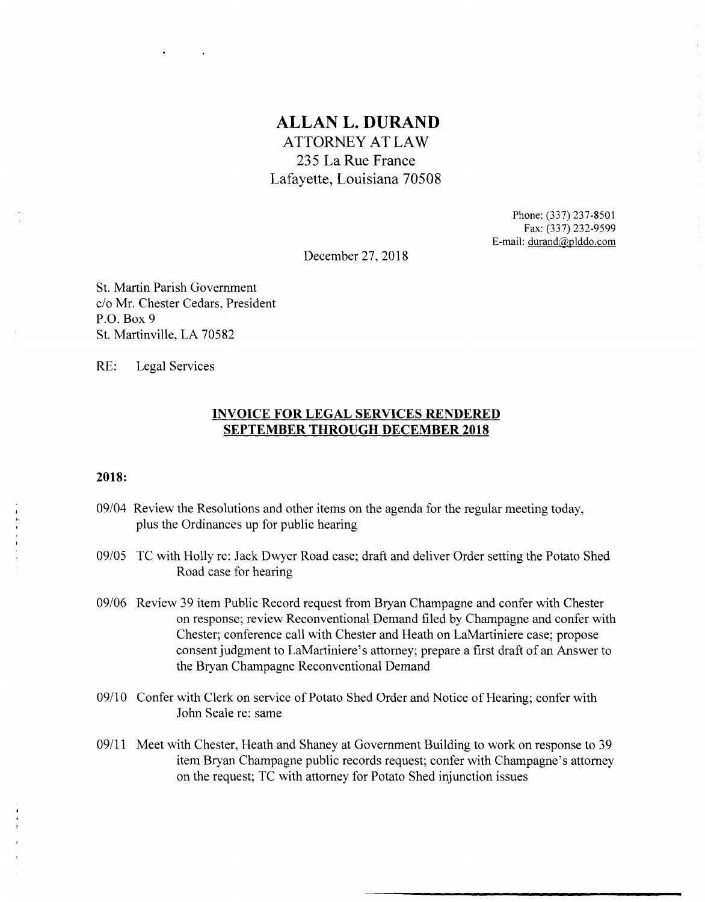# ALLAN L. DURAND

ATTORNEY AT LAW
235 La Rue France
Lafayette, Louisiana 70508

Phone: (337) 237-8501
Fax: (337) 232-9599
E-mail: durand@plddo.com

December 27, 2018

St. Martin Parish Government
c/o Mr. Chester Cedars, President
P.O. Box 9
St. Martinville, LA 70582

RE: Legal Services

## INVOICE FOR LEGAL SERVICES RENDERED SEPTEMBER THROUGH DECEMBER 2018

**2018:**

09/04 Review the Resolutions and other items on the agenda for the regular meeting today, plus the Ordinances up for public hearing

09/05 TC with Holly re: Jack Dwyer Road case; draft and deliver Order setting the Potato Shed Road case for hearing

09/06 Review 39 item Public Record request from Bryan Champagne and confer with Chester on response; review Reconventional Demand filed by Champagne and confer with Chester; conference call with Chester and Heath on LaMartiniere case; propose consent judgment to LaMartiniere's attorney; prepare a first draft of an Answer to the Bryan Champagne Reconventional Demand

09/10 Confer with Clerk on service of Potato Shed Order and Notice of Hearing; confer with John Seale re: same

09/11 Meet with Chester, Heath and Shaney at Government Building to work on response to 39 item Bryan Champagne public records request; confer with Champagne's attorney on the request; TC with attorney for Potato Shed injunction issues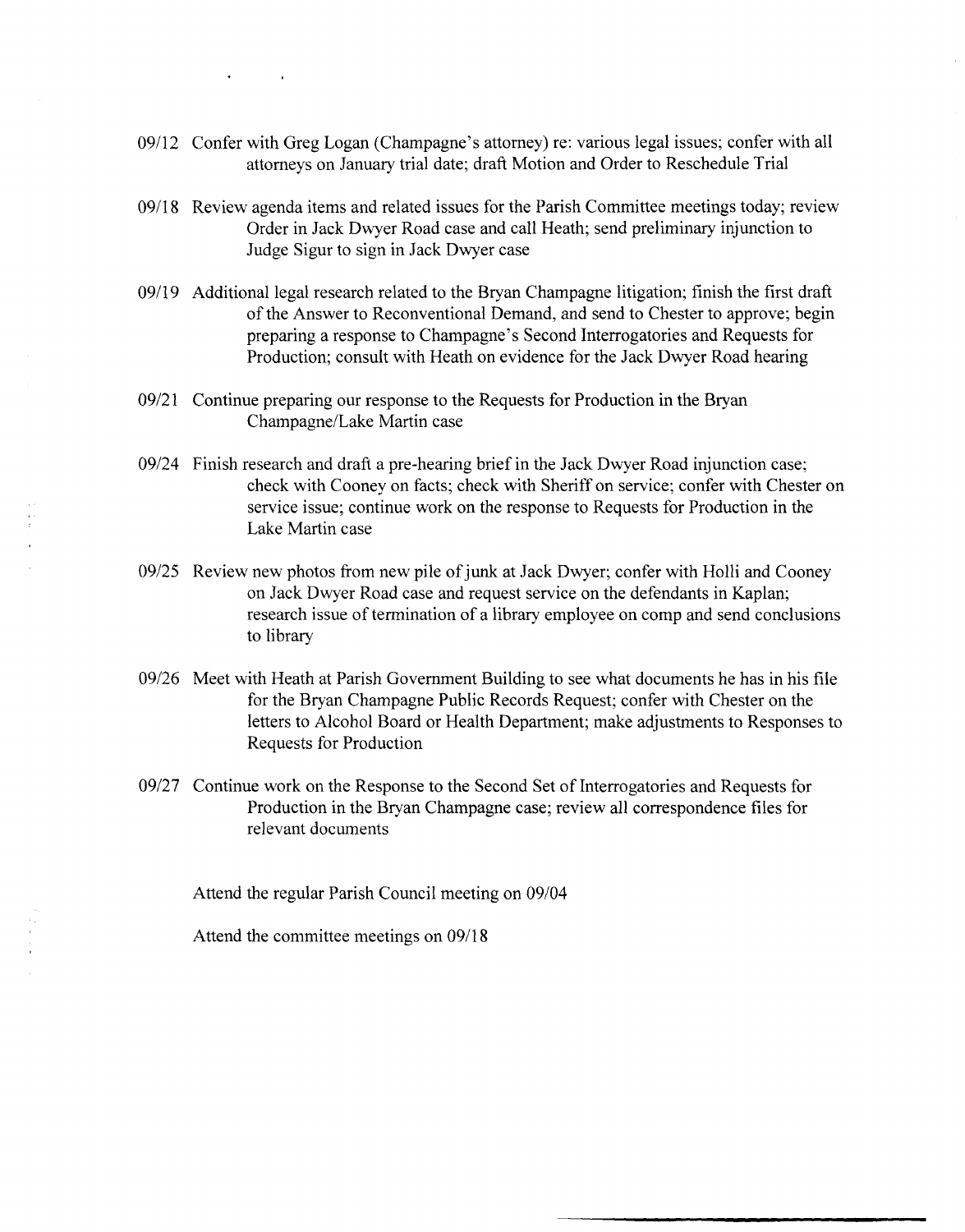09/12 Confer with Greg Logan (Champagne's attorney) re: various legal issues; confer with all attorneys on January trial date; draft Motion and Order to Reschedule Trial

09/18 Review agenda items and related issues for the Parish Committee meetings today; review Order in Jack Dwyer Road case and call Heath; send preliminary injunction to Judge Sigur to sign in Jack Dwyer case

09/19 Additional legal research related to the Bryan Champagne litigation; finish the first draft of the Answer to Reconventional Demand, and send to Chester to approve; begin preparing a response to Champagne's Second Interrogatories and Requests for Production; consult with Heath on evidence for the Jack Dwyer Road hearing

09/21 Continue preparing our response to the Requests for Production in the Bryan Champagne/Lake Martin case

09/24 Finish research and draft a pre-hearing brief in the Jack Dwyer Road injunction case; check with Cooney on facts; check with Sheriff on service; confer with Chester on service issue; continue work on the response to Requests for Production in the Lake Martin case

09/25 Review new photos from new pile of junk at Jack Dwyer; confer with Holli and Cooney on Jack Dwyer Road case and request service on the defendants in Kaplan; research issue of termination of a library employee on comp and send conclusions to library

09/26 Meet with Heath at Parish Government Building to see what documents he has in his file for the Bryan Champagne Public Records Request; confer with Chester on the letters to Alcohol Board or Health Department; make adjustments to Responses to Requests for Production

09/27 Continue work on the Response to the Second Set of Interrogatories and Requests for Production in the Bryan Champagne case; review all correspondence files for relevant documents

Attend the regular Parish Council meeting on 09/04

Attend the committee meetings on 09/18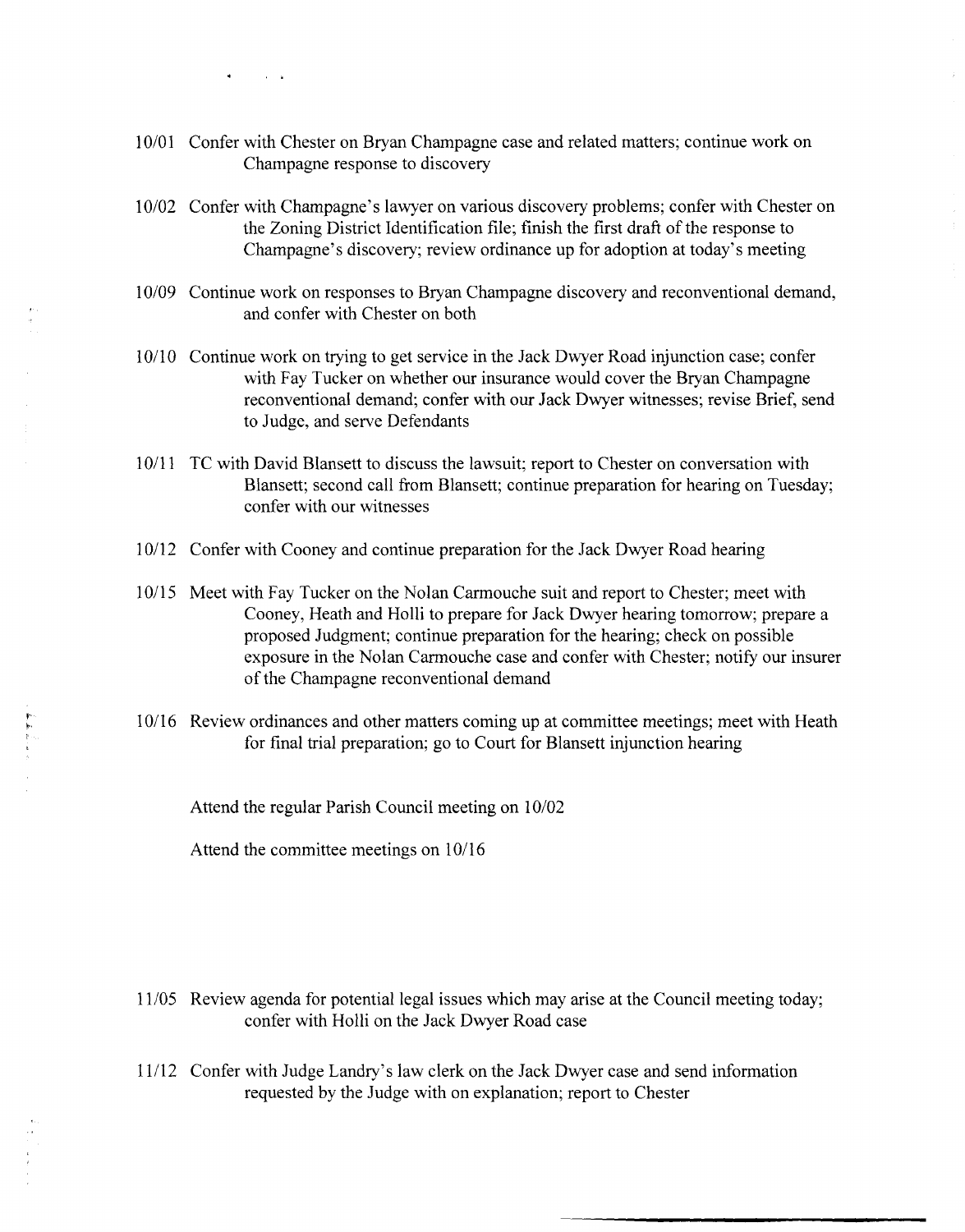10/01 Confer with Chester on Bryan Champagne case and related matters; continue work on Champagne response to discovery

10/02 Confer with Champagne's lawyer on various discovery problems; confer with Chester on the Zoning District Identification file; finish the first draft of the response to Champagne's discovery; review ordinance up for adoption at today's meeting

10/09 Continue work on responses to Bryan Champagne discovery and reconventional demand, and confer with Chester on both

10/10 Continue work on trying to get service in the Jack Dwyer Road injunction case; confer with Fay Tucker on whether our insurance would cover the Bryan Champagne reconventional demand; confer with our Jack Dwyer witnesses; revise Brief, send to Judge, and serve Defendants

10/11 TC with David Blansett to discuss the lawsuit; report to Chester on conversation with Blansett; second call from Blansett; continue preparation for hearing on Tuesday; confer with our witnesses

10/12 Confer with Cooney and continue preparation for the Jack Dwyer Road hearing

10/15 Meet with Fay Tucker on the Nolan Carmouche suit and report to Chester; meet with Cooney, Heath and Holli to prepare for Jack Dwyer hearing tomorrow; prepare a proposed Judgment; continue preparation for the hearing; check on possible exposure in the Nolan Carmouche case and confer with Chester; notify our insurer of the Champagne reconventional demand

10/16 Review ordinances and other matters coming up at committee meetings; meet with Heath for final trial preparation; go to Court for Blansett injunction hearing

Attend the regular Parish Council meeting on 10/02

Attend the committee meetings on 10/16

11/05 Review agenda for potential legal issues which may arise at the Council meeting today; confer with Holli on the Jack Dwyer Road case

11/12 Confer with Judge Landry's law clerk on the Jack Dwyer case and send information requested by the Judge with on explanation; report to Chester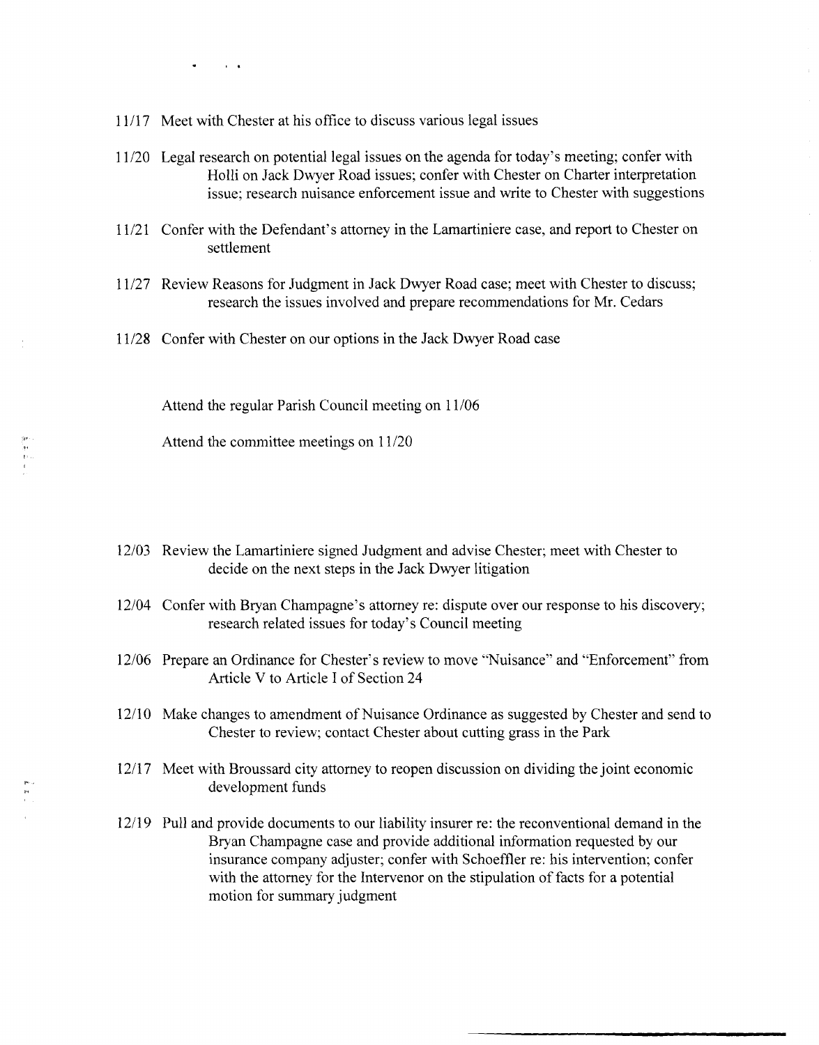11/17 Meet with Chester at his office to discuss various legal issues

11/20 Legal research on potential legal issues on the agenda for today's meeting; confer with Holli on Jack Dwyer Road issues; confer with Chester on Charter interpretation issue; research nuisance enforcement issue and write to Chester with suggestions

11/21 Confer with the Defendant's attorney in the Lamartiniere case, and report to Chester on settlement

11/27 Review Reasons for Judgment in Jack Dwyer Road case; meet with Chester to discuss; research the issues involved and prepare recommendations for Mr. Cedars

11/28 Confer with Chester on our options in the Jack Dwyer Road case

Attend the regular Parish Council meeting on 11/06

Attend the committee meetings on 11/20

12/03 Review the Lamartiniere signed Judgment and advise Chester; meet with Chester to decide on the next steps in the Jack Dwyer litigation

12/04 Confer with Bryan Champagne's attorney re: dispute over our response to his discovery; research related issues for today's Council meeting

12/06 Prepare an Ordinance for Chester's review to move "Nuisance" and "Enforcement" from Article V to Article I of Section 24

12/10 Make changes to amendment of Nuisance Ordinance as suggested by Chester and send to Chester to review; contact Chester about cutting grass in the Park

12/17 Meet with Broussard city attorney to reopen discussion on dividing the joint economic development funds

12/19 Pull and provide documents to our liability insurer re: the reconventional demand in the Bryan Champagne case and provide additional information requested by our insurance company adjuster; confer with Schoeffler re: his intervention; confer with the attorney for the Intervenor on the stipulation of facts for a potential motion for summary judgment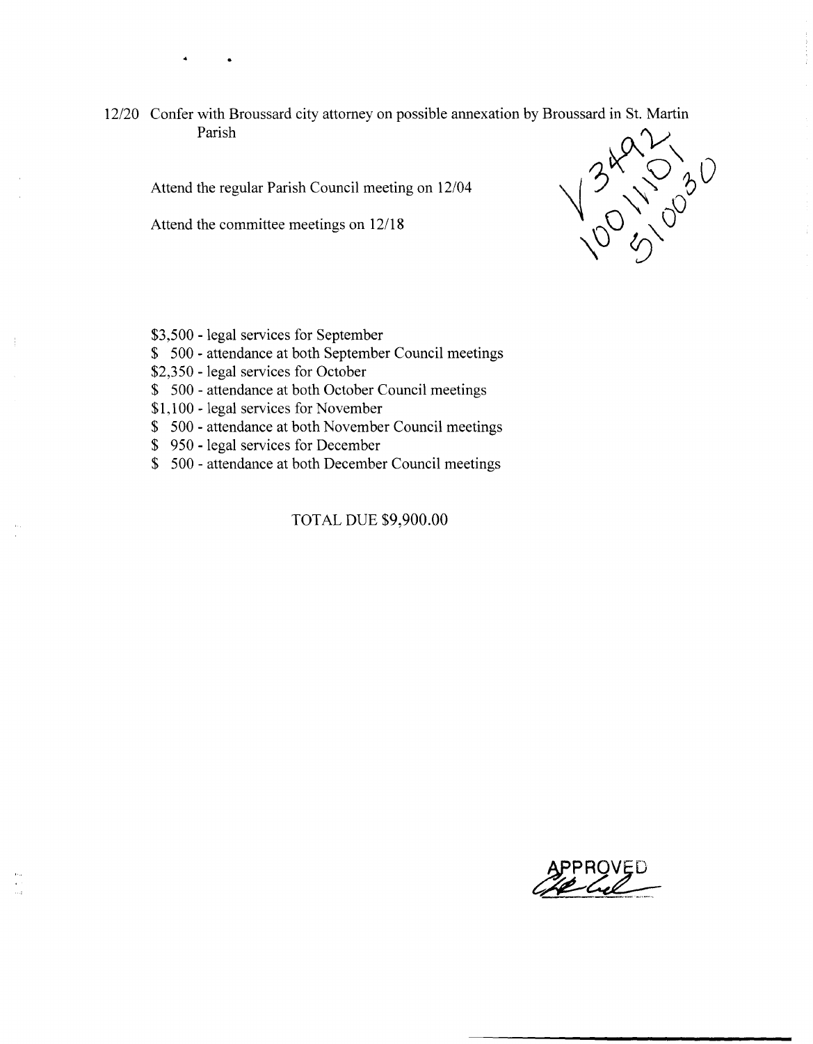12/20 Confer with Broussard city attorney on possible annexation by Broussard in St. Martin Parish

Attend the regular Parish Council meeting on 12/04

Attend the committee meetings on 12/18

V3492
100 1101
5100030

$3,500 - legal services for September
$ 500 - attendance at both September Council meetings
$2,350 - legal services for October
$ 500 - attendance at both October Council meetings
$1,100 - legal services for November
$ 500 - attendance at both November Council meetings
$ 950 - legal services for December
$ 500 - attendance at both December Council meetings

TOTAL DUE $9,900.00

APPROVED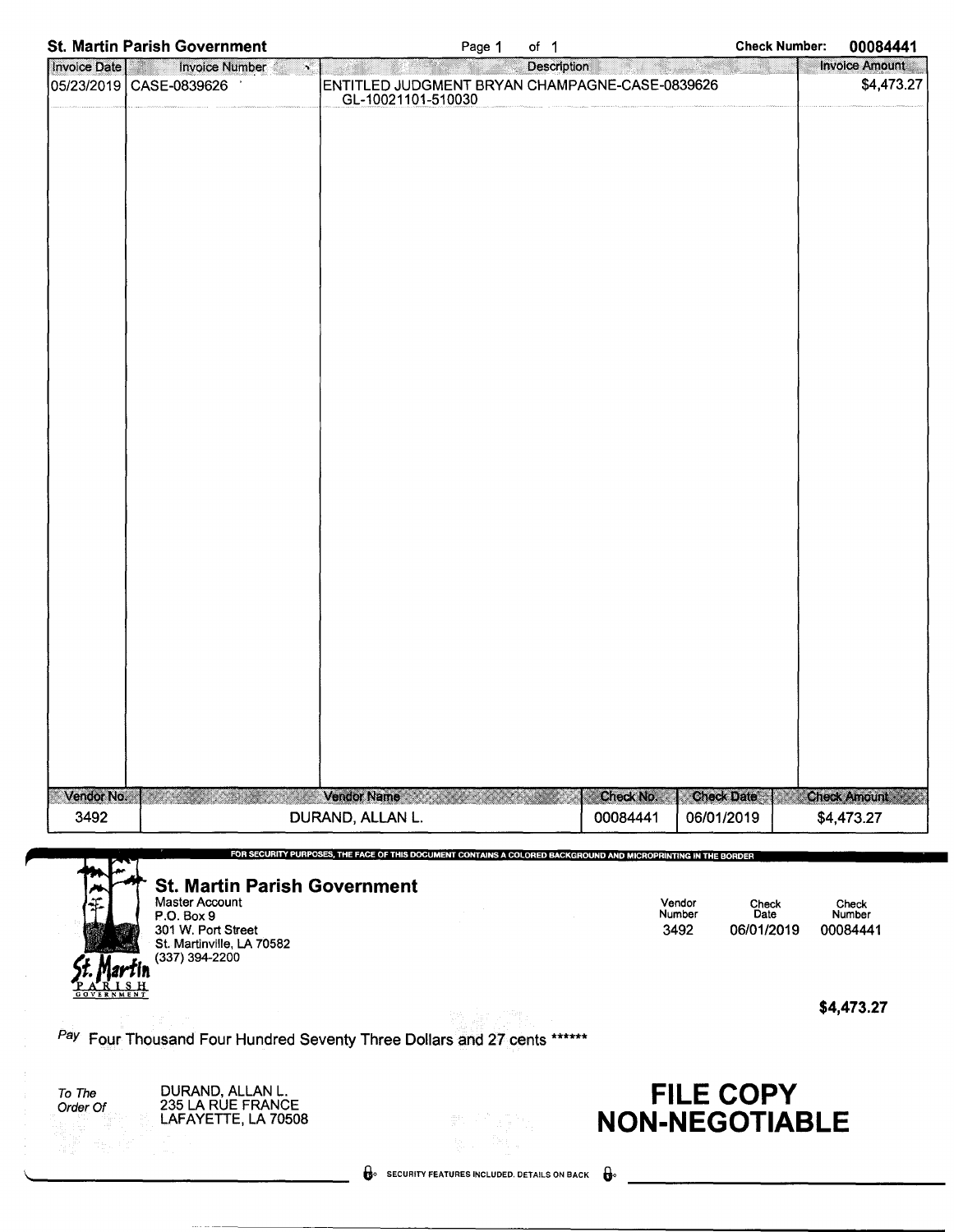**St. Martin Parish Government** — Page 1 of 1 — **Check Number: 00084441**

| Invoice Date | Invoice Number | Description | Invoice Amount |
|---|---|---|---|
| 05/23/2019 | CASE-0839626 | ENTITLED JUDGMENT BRYAN CHAMPAGNE-CASE-0839626 GL-10021101-510030 | $4,473.27 |

| Vendor No. | Vendor Name | Check No. | Check Date | Check Amount |
|---|---|---|---|---|
| 3492 | DURAND, ALLAN L. | 00084441 | 06/01/2019 | $4,473.27 |

FOR SECURITY PURPOSES, THE FACE OF THIS DOCUMENT CONTAINS A COLORED BACKGROUND AND MICROPRINTING IN THE BORDER

**St. Martin Parish Government**
Master Account
P.O. Box 9
301 W. Port Street
St. Martinville, LA 70582
(337) 394-2200

St. Martin PARISH GOVERNMENT

| Vendor Number | Check Date | Check Number |
|---|---|---|
| 3492 | 06/01/2019 | 00084441 |

**$4,473.27**

*Pay* Four Thousand Four Hundred Seventy Three Dollars and 27 cents ******

*To The Order Of*
DURAND, ALLAN L.
235 LA RUE FRANCE
LAFAYETTE, LA 70508

**FILE COPY**
**NON-NEGOTIABLE**

SECURITY FEATURES INCLUDED. DETAILS ON BACK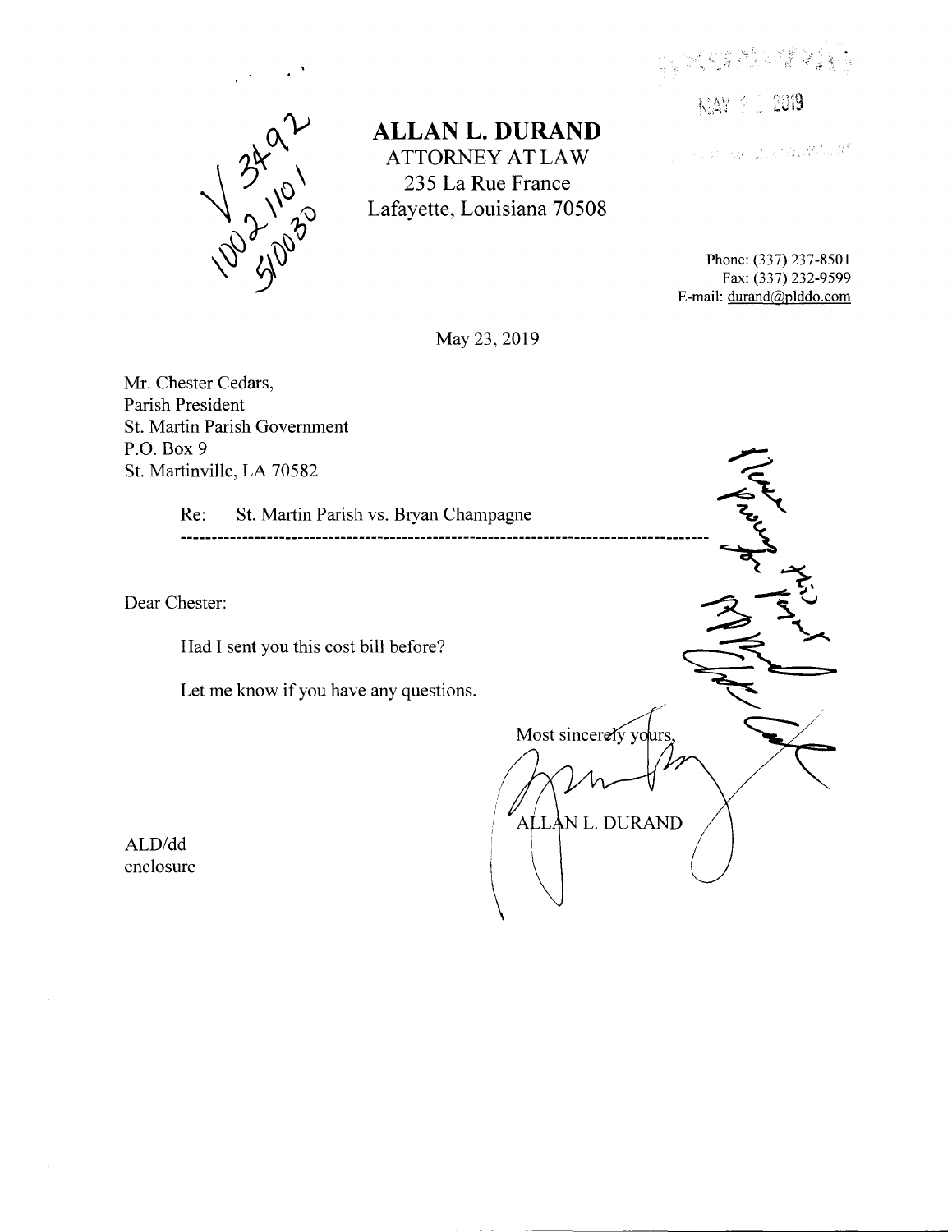# ALLAN L. DURAND

ATTORNEY AT LAW
235 La Rue France
Lafayette, Louisiana 70508

MAY 2 2019

Phone: (337) 237-8501
Fax: (337) 232-9599
E-mail: durand@plddo.com

V 3492
1002 1101
510030

May 23, 2019

Mr. Chester Cedars,
Parish President
St. Martin Parish Government
P.O. Box 9
St. Martinville, LA 70582

Re: St. Martin Parish vs. Bryan Champagne

---

Dear Chester:

Had I sent you this cost bill before?

Let me know if you have any questions.

Most sincerely yours,

ALLAN L. DURAND

ALD/dd
enclosure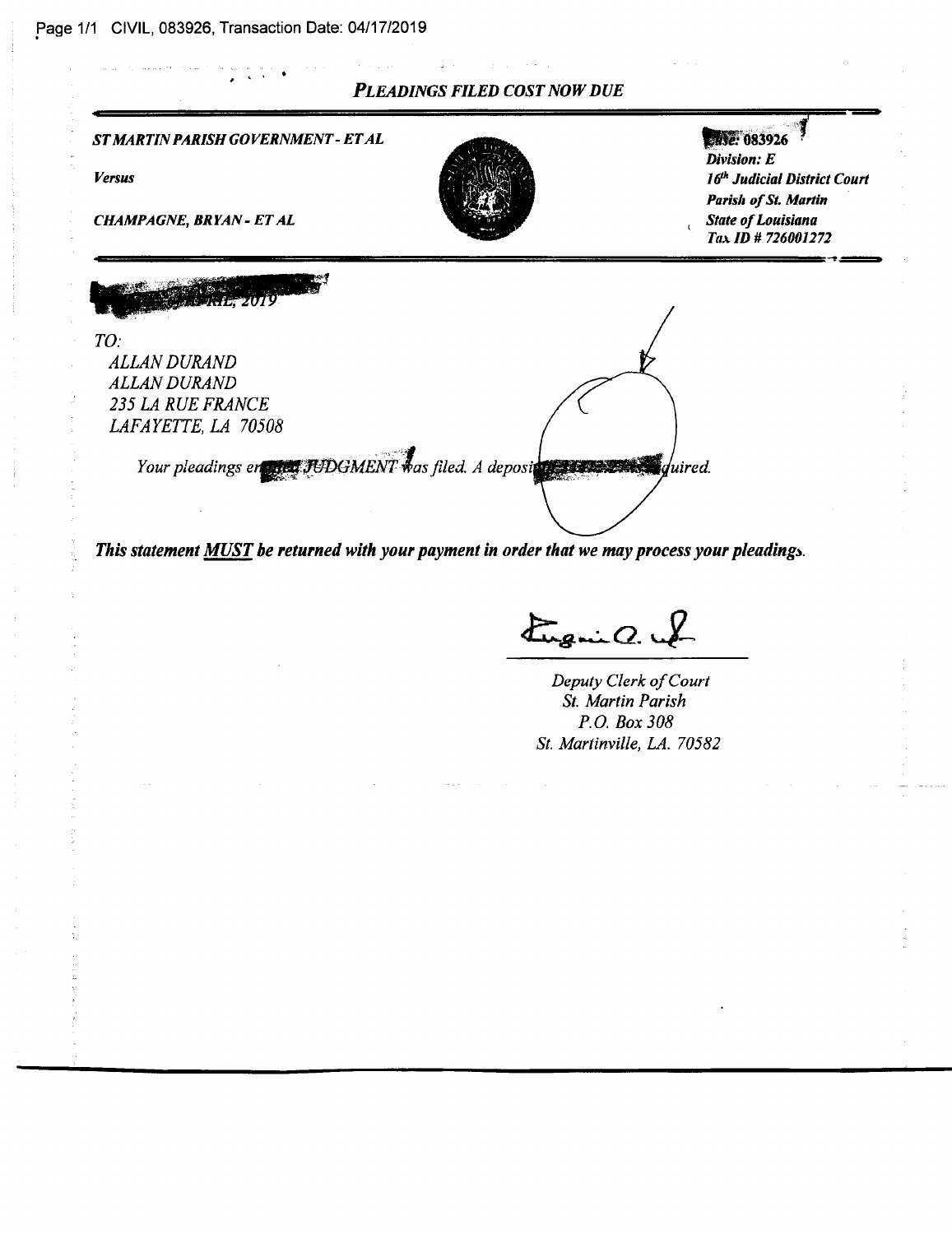## *PLEADINGS FILED COST NOW DUE*

| | |
|---|---|
| ***ST MARTIN PARISH GOVERNMENT - ET AL*** | ***Case: 083926*** |
| ***Versus*** | ***Division: E*** |
| ***CHAMPAGNE, BRYAN - ET AL*** | ***16th Judicial District Court*** |
| | ***Parish of St. Martin*** |
| | ***State of Louisiana*** |
| | ***Tax ID # 726001272*** |

*...RIL, 2019*

*TO:*

*ALLAN DURAND*
*ALLAN DURAND*
*235 LA RUE FRANCE*
*LAFAYETTE, LA 70508*

*Your pleadings en... JUDGMENT was filed. A deposi... quired.*

***This statement MUST be returned with your payment in order that we may process your pleadings.***

*Deputy Clerk of Court*
*St. Martin Parish*
*P.O. Box 308*
*St. Martinville, LA. 70582*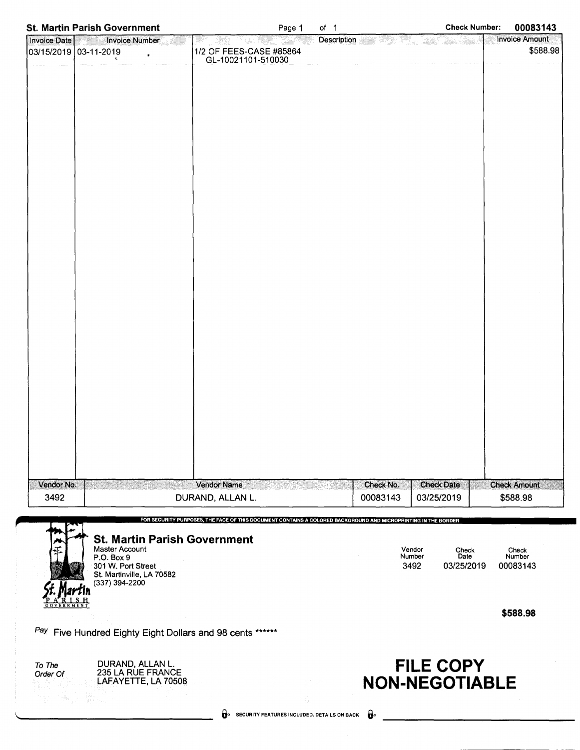**St. Martin Parish Government** | Check Number: **00083143**

| Invoice Date | Invoice Number | Description | Invoice Amount |
|---|---|---|---|
| 03/15/2019 | 03-11-2019 | 1/2 OF FEES-CASE #85864<br>GL-10021101-510030 | $588.98 |

| Vendor No. | Vendor Name | Check No. | Check Date | Check Amount |
|---|---|---|---|---|
| 3492 | DURAND, ALLAN L. | 00083143 | 03/25/2019 | $588.98 |

FOR SECURITY PURPOSES, THE FACE OF THIS DOCUMENT CONTAINS A COLORED BACKGROUND AND MICROPRINTING IN THE BORDER

**St. Martin Parish Government**
Master Account
P.O. Box 9
301 W. Port Street
St. Martinville, LA 70582
(337) 394-2200

St. Martin PARISH GOVERNMENT

| Vendor Number | Check Date | Check Number |
|---|---|---|
| 3492 | 03/25/2019 | 00083143 |

**$588.98**

*Pay* Five Hundred Eighty Eight Dollars and 98 cents ******

*To The Order Of*
DURAND, ALLAN L.
235 LA RUE FRANCE
LAFAYETTE, LA 70508

**FILE COPY NON-NEGOTIABLE**

SECURITY FEATURES INCLUDED. DETAILS ON BACK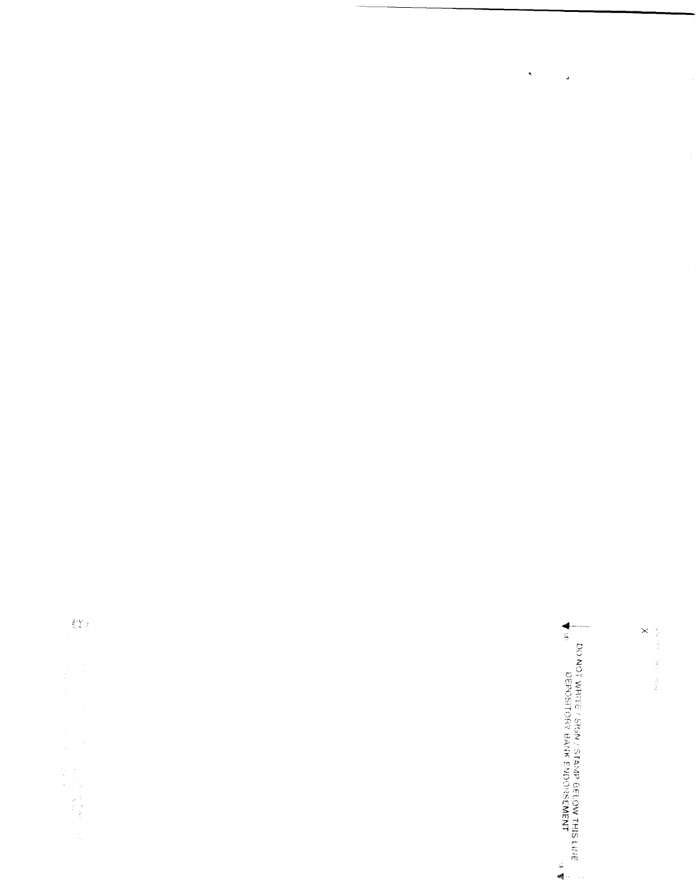X

DO NOT WRITE / SIGN / STAMP BELOW THIS LINE
DEPOSITORY BANK ENDORSEMENT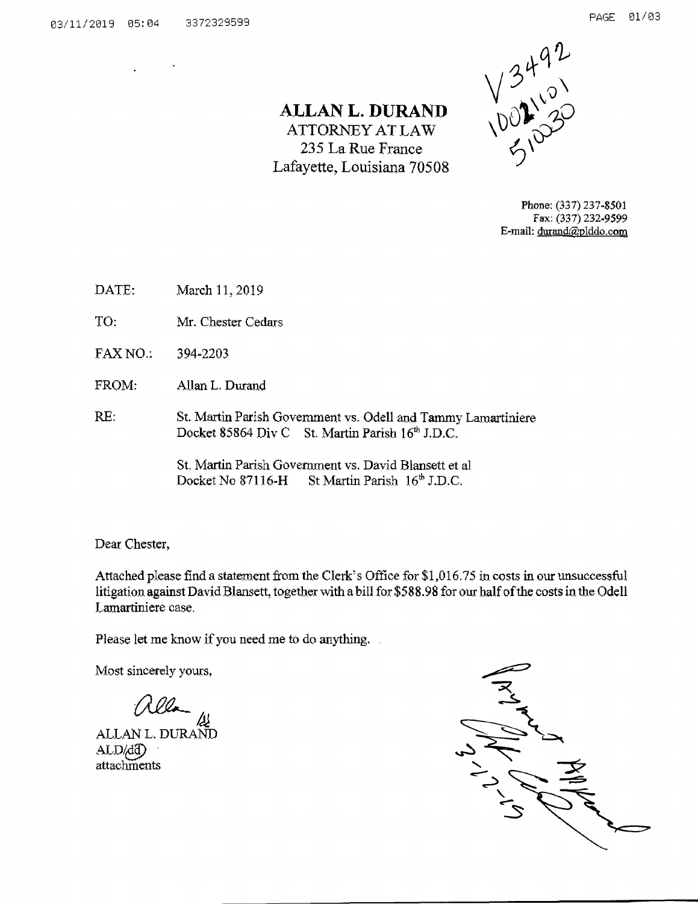# ALLAN L. DURAND

ATTORNEY AT LAW
235 La Rue France
Lafayette, Louisiana 70508

V3492
1002101
510030

Phone: (337) 237-8501
Fax: (337) 232-9599
E-mail: durand@plddo.com

DATE: March 11, 2019

TO: Mr. Chester Cedars

FAX NO.: 394-2203

FROM: Allan L. Durand

RE: St. Martin Parish Government vs. Odell and Tammy Lamartiniere
Docket 85864 Div C St. Martin Parish 16th J.D.C.

St. Martin Parish Government vs. David Blansett et al
Docket No 87116-H St Martin Parish 16th J.D.C.

Dear Chester,

Attached please find a statement from the Clerk's Office for $1,016.75 in costs in our unsuccessful litigation against David Blansett, together with a bill for $588.98 for our half of the costs in the Odell Lamartiniere case.

Please let me know if you need me to do anything.

Most sincerely yours,

Allan

ALLAN L. DURAND
ALD/dd
attachments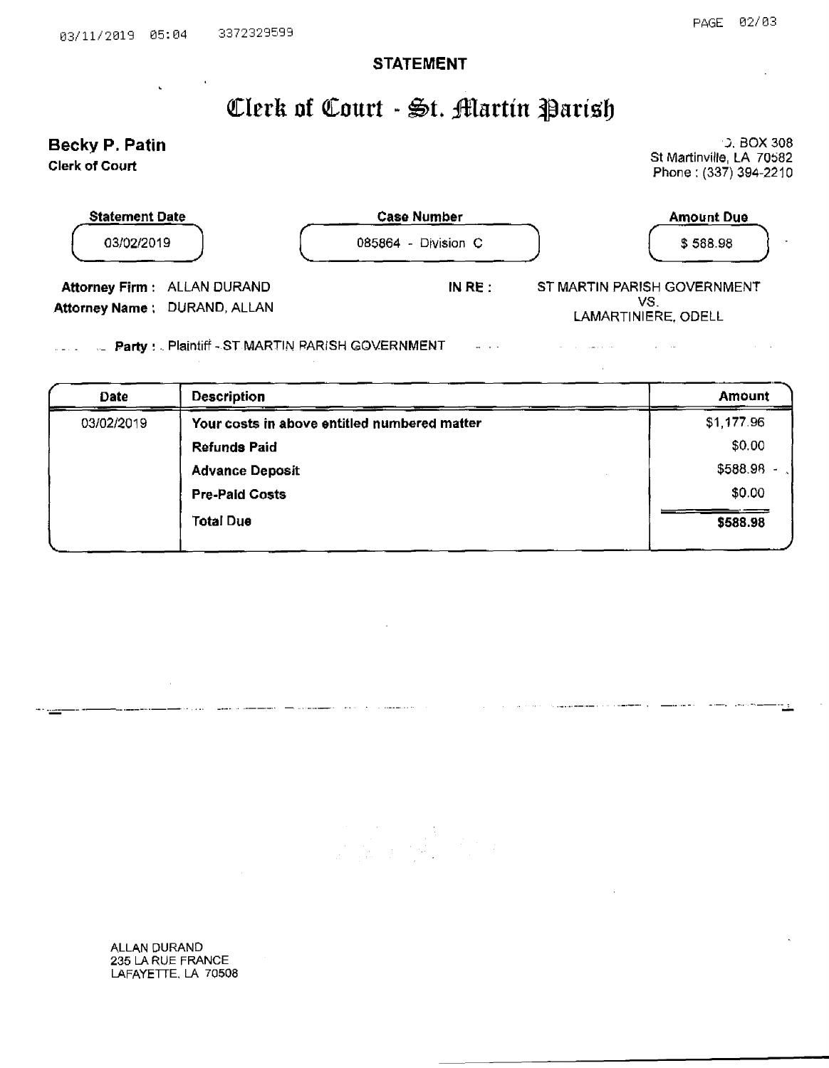## STATEMENT

# Clerk of Court - St. Martin Parish

**Becky P. Patin**
**Clerk of Court**

P.O. BOX 308
St Martinville, LA 70582
Phone : (337) 394-2210

| Statement Date | Case Number | Amount Due |
|---|---|---|
| 03/02/2019 | 085864 - Division C | $ 588.98 |

**Attorney Firm :** ALLAN DURAND
**Attorney Name :** DURAND, ALLAN

**IN RE :** ST MARTIN PARISH GOVERNMENT VS. LAMARTINIERE, ODELL

**Party :** Plaintiff - ST MARTIN PARISH GOVERNMENT

| Date | Description | Amount |
|---|---|---|
| 03/02/2019 | **Your costs in above entitled numbered matter** | $1,177.96 |
| | **Refunds Paid** | $0.00 |
| | **Advance Deposit** | $588.98 - |
| | **Pre-Paid Costs** | $0.00 |
| | **Total Due** | **$588.98** |

ALLAN DURAND
235 LA RUE FRANCE
LAFAYETTE, LA 70508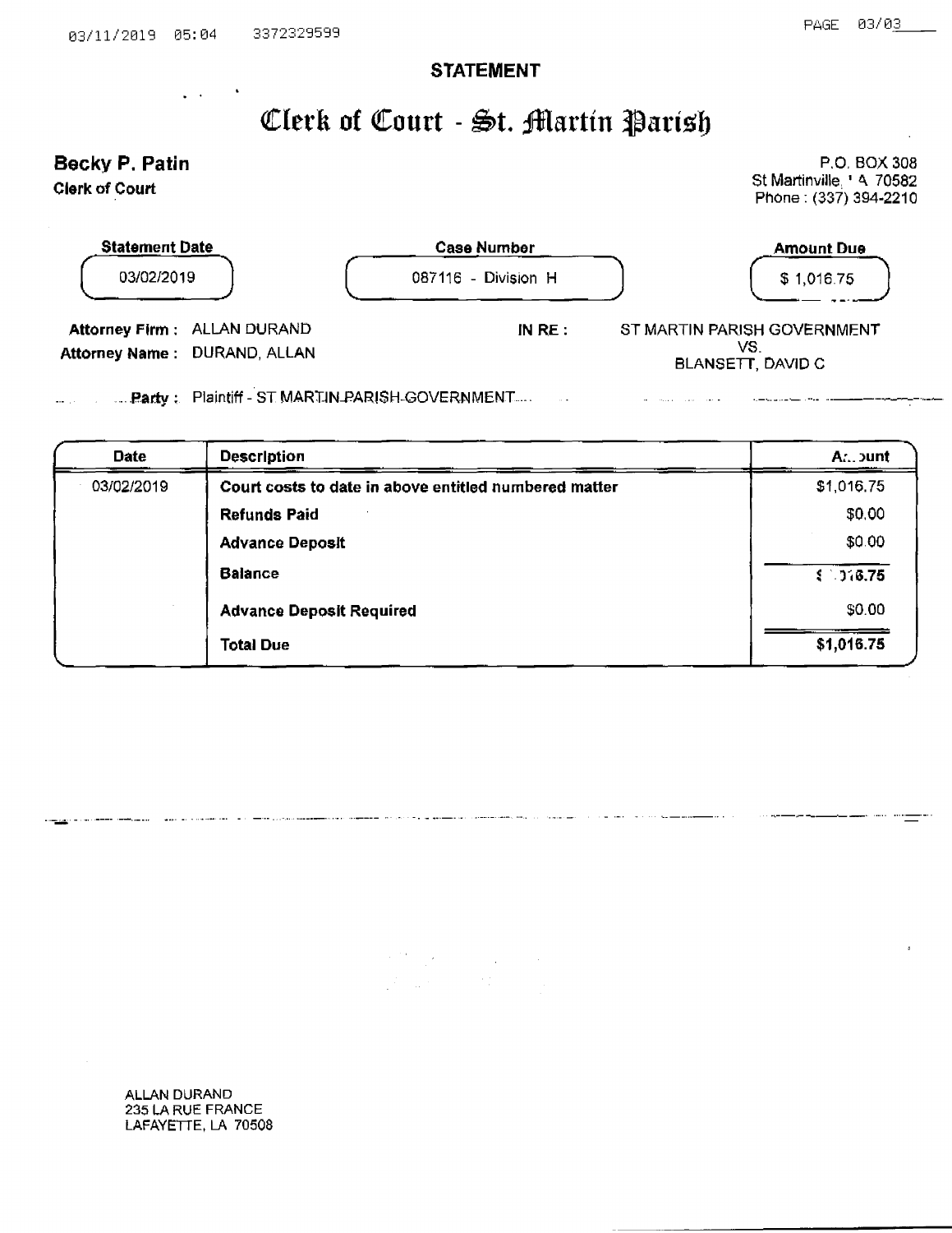## STATEMENT

# Clerk of Court - St. Martin Parish

**Becky P. Patin**
**Clerk of Court**

P.O. BOX 308
St Martinville, LA 70582
Phone : (337) 394-2210

| Statement Date | Case Number | Amount Due |
|---|---|---|
| 03/02/2019 | 087116 - Division H | $ 1,016.75 |

**Attorney Firm :** ALLAN DURAND
**Attorney Name :** DURAND, ALLAN

**IN RE :** ST MARTIN PARISH GOVERNMENT VS. BLANSETT, DAVID C

**Party :** Plaintiff - ST MARTIN PARISH GOVERNMENT

| Date | Description | Amount |
|---|---|---|
| 03/02/2019 | **Court costs to date in above entitled numbered matter** | $1,016.75 |
| | **Refunds Paid** | $0.00 |
| | **Advance Deposit** | $0.00 |
| | **Balance** | **$1,016.75** |
| | **Advance Deposit Required** | $0.00 |
| | **Total Due** | **$1,016.75** |

ALLAN DURAND
235 LA RUE FRANCE
LAFAYETTE, LA 70508